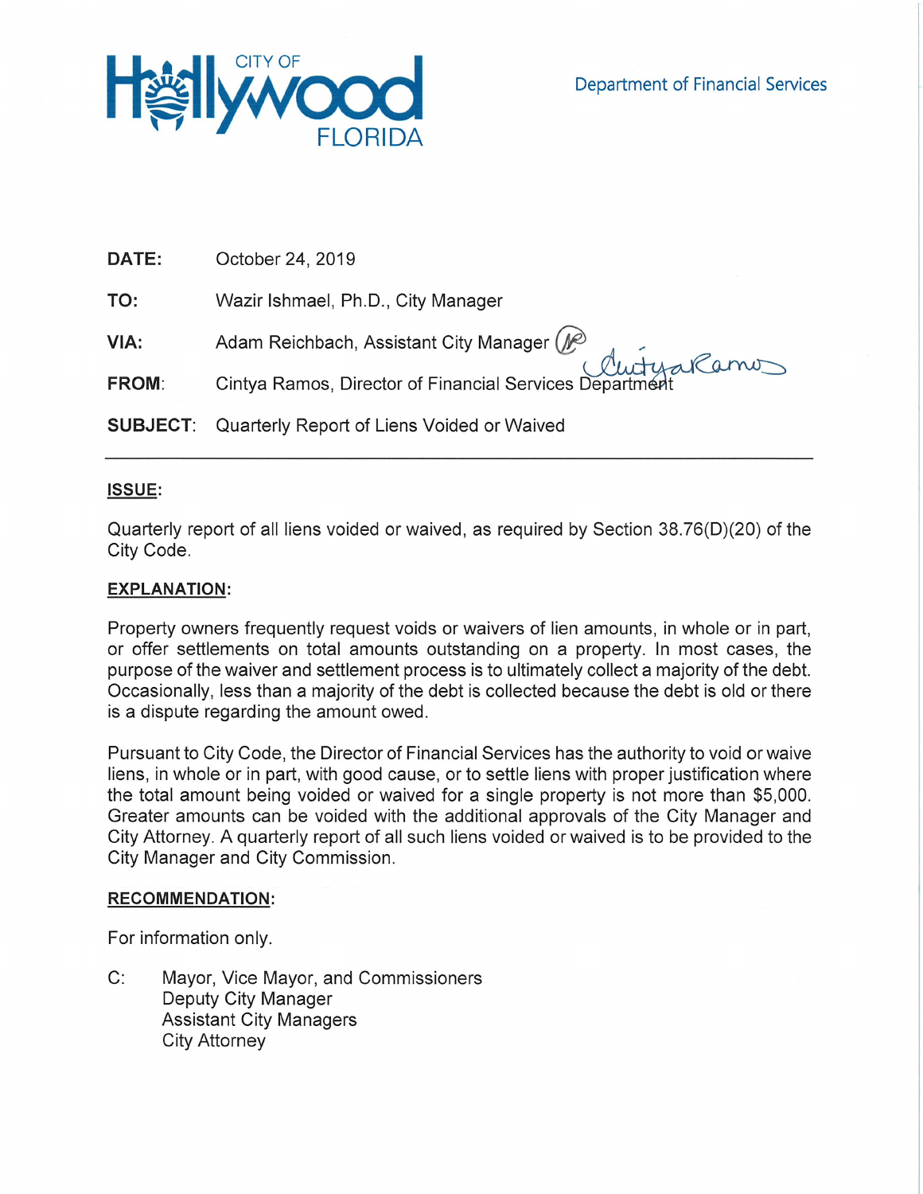City of Hollywood Florida

Department of Financial Services

**DATE:** October 24, 2019

**TO:** Wazir Ishmael, Ph.D., City Manager

**VIA:** Adam Reichbach, Assistant City Manager

**FROM:** Cintya Ramos, Director of Financial Services Department

**SUBJECT:** Quarterly Report of Liens Voided or Waived

---

**ISSUE:**

Quarterly report of all liens voided or waived, as required by Section 38.76(D)(20) of the City Code.

**EXPLANATION:**

Property owners frequently request voids or waivers of lien amounts, in whole or in part, or offer settlements on total amounts outstanding on a property. In most cases, the purpose of the waiver and settlement process is to ultimately collect a majority of the debt. Occasionally, less than a majority of the debt is collected because the debt is old or there is a dispute regarding the amount owed.

Pursuant to City Code, the Director of Financial Services has the authority to void or waive liens, in whole or in part, with good cause, or to settle liens with proper justification where the total amount being voided or waived for a single property is not more than $5,000. Greater amounts can be voided with the additional approvals of the City Manager and City Attorney. A quarterly report of all such liens voided or waived is to be provided to the City Manager and City Commission.

**RECOMMENDATION:**

For information only.

C: Mayor, Vice Mayor, and Commissioners
Deputy City Manager
Assistant City Managers
City Attorney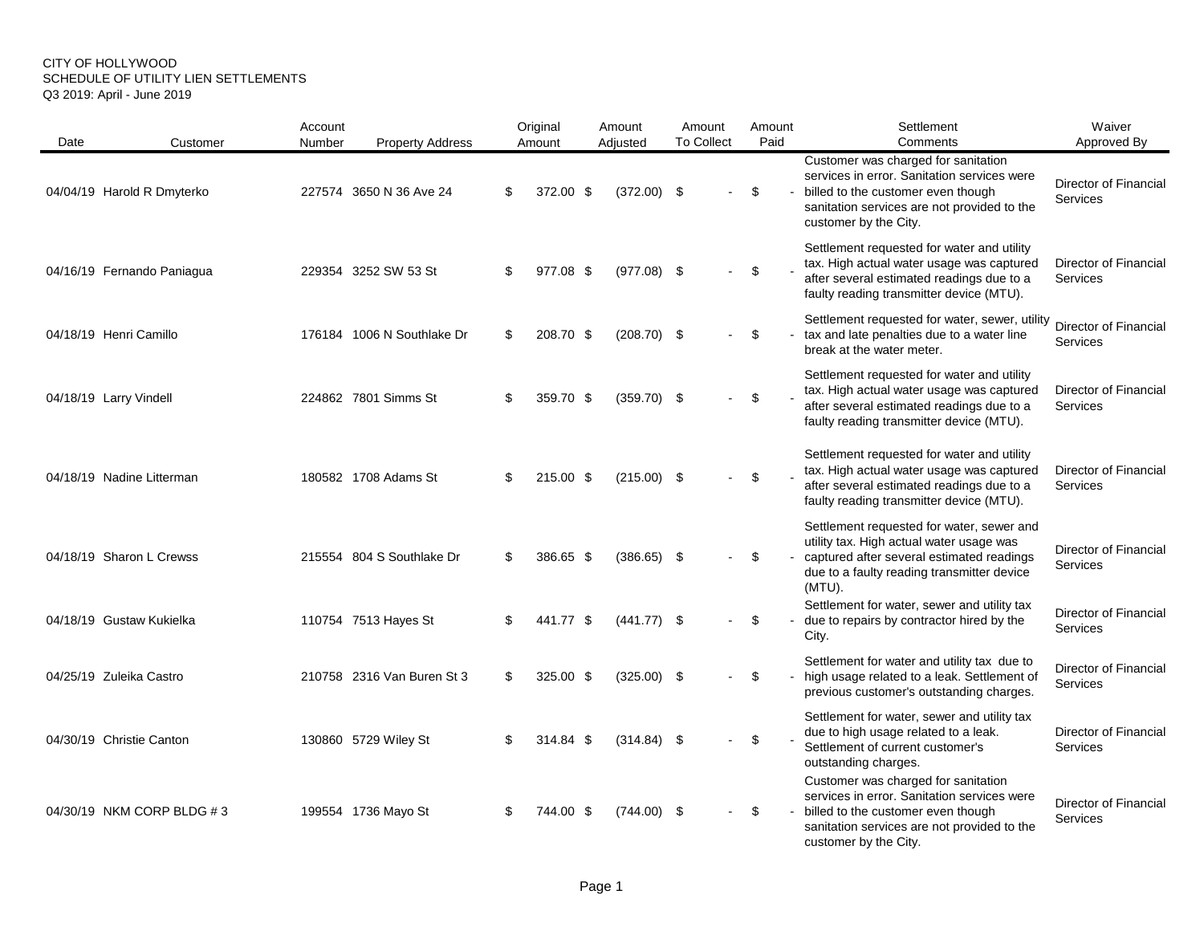CITY OF HOLLYWOOD
SCHEDULE OF UTILITY LIEN SETTLEMENTS
Q3 2019: April - June 2019

| Date | Customer | Account Number | Property Address | Original Amount | Amount Adjusted | Amount To Collect | Amount Paid | Settlement Comments | Waiver Approved By |
|---|---|---|---|---|---|---|---|---|---|
| 04/04/19 | Harold R Dmyterko | 227574 | 3650 N 36 Ave 24 | $ 372.00 | $ (372.00) | $ - | $ - | Customer was charged for sanitation services in error. Sanitation services were billed to the customer even though sanitation services are not provided to the customer by the City. | Director of Financial Services |
| 04/16/19 | Fernando Paniagua | 229354 | 3252 SW 53 St | $ 977.08 | $ (977.08) | $ - | $ - | Settlement requested for water and utility tax. High actual water usage was captured after several estimated readings due to a faulty reading transmitter device (MTU). | Director of Financial Services |
| 04/18/19 | Henri Camillo | 176184 | 1006 N Southlake Dr | $ 208.70 | $ (208.70) | $ - | $ - | Settlement requested for water, sewer, utility tax and late penalties due to a water line break at the water meter. | Director of Financial Services |
| 04/18/19 | Larry Vindell | 224862 | 7801 Simms St | $ 359.70 | $ (359.70) | $ - | $ - | Settlement requested for water and utility tax. High actual water usage was captured after several estimated readings due to a faulty reading transmitter device (MTU). | Director of Financial Services |
| 04/18/19 | Nadine Litterman | 180582 | 1708 Adams St | $ 215.00 | $ (215.00) | $ - | $ - | Settlement requested for water and utility tax. High actual water usage was captured after several estimated readings due to a faulty reading transmitter device (MTU). | Director of Financial Services |
| 04/18/19 | Sharon L Crewss | 215554 | 804 S Southlake Dr | $ 386.65 | $ (386.65) | $ - | $ - | Settlement requested for water, sewer and utility tax. High actual water usage was captured after several estimated readings due to a faulty reading transmitter device (MTU). | Director of Financial Services |
| 04/18/19 | Gustaw Kukielka | 110754 | 7513 Hayes St | $ 441.77 | $ (441.77) | $ - | $ - | Settlement for water, sewer and utility tax due to repairs by contractor hired by the City. | Director of Financial Services |
| 04/25/19 | Zuleika Castro | 210758 | 2316 Van Buren St 3 | $ 325.00 | $ (325.00) | $ - | $ - | Settlement for water and utility tax due to high usage related to a leak. Settlement of previous customer's outstanding charges. | Director of Financial Services |
| 04/30/19 | Christie Canton | 130860 | 5729 Wiley St | $ 314.84 | $ (314.84) | $ - | $ - | Settlement for water, sewer and utility tax due to high usage related to a leak. Settlement of current customer's outstanding charges. | Director of Financial Services |
| 04/30/19 | NKM CORP BLDG # 3 | 199554 | 1736 Mayo St | $ 744.00 | $ (744.00) | $ - | $ - | Customer was charged for sanitation services in error. Sanitation services were billed to the customer even though sanitation services are not provided to the customer by the City. | Director of Financial Services |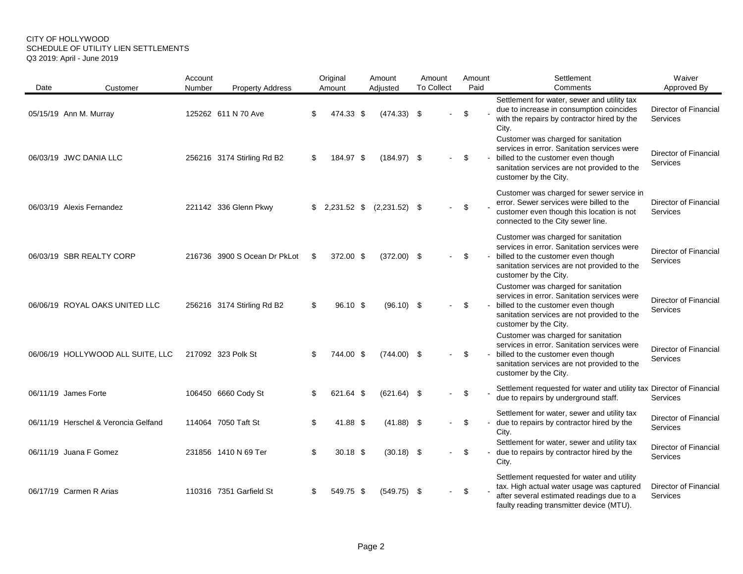CITY OF HOLLYWOOD
SCHEDULE OF UTILITY LIEN SETTLEMENTS
Q3 2019: April - June 2019

| Date | Customer | Account Number | Property Address | Original Amount | Amount Adjusted | Amount To Collect | Amount Paid | Settlement Comments | Waiver Approved By |
|---|---|---|---|---|---|---|---|---|---|
| 05/15/19 | Ann M. Murray | 125262 | 611 N 70 Ave | $ 474.33 | $ (474.33) | $ - | $ - | Settlement for water, sewer and utility tax due to increase in consumption coincides with the repairs by contractor hired by the City. | Director of Financial Services |
| 06/03/19 | JWC DANIA LLC | 256216 | 3174 Stirling Rd B2 | $ 184.97 | $ (184.97) | $ - | $ - | Customer was charged for sanitation services in error. Sanitation services were billed to the customer even though sanitation services are not provided to the customer by the City. | Director of Financial Services |
| 06/03/19 | Alexis Fernandez | 221142 | 336 Glenn Pkwy | $ 2,231.52 | $ (2,231.52) | $ - | $ - | Customer was charged for sewer service in error. Sewer services were billed to the customer even though this location is not connected to the City sewer line. | Director of Financial Services |
| 06/03/19 | SBR REALTY CORP | 216736 | 3900 S Ocean Dr PkLot | $ 372.00 | $ (372.00) | $ - | $ - | Customer was charged for sanitation services in error. Sanitation services were billed to the customer even though sanitation services are not provided to the customer by the City. | Director of Financial Services |
| 06/06/19 | ROYAL OAKS UNITED LLC | 256216 | 3174 Stirling Rd B2 | $ 96.10 | $ (96.10) | $ - | $ - | Customer was charged for sanitation services in error. Sanitation services were billed to the customer even though sanitation services are not provided to the customer by the City. | Director of Financial Services |
| 06/06/19 | HOLLYWOOD ALL SUITE, LLC | 217092 | 323 Polk St | $ 744.00 | $ (744.00) | $ - | $ - | Customer was charged for sanitation services in error. Sanitation services were billed to the customer even though sanitation services are not provided to the customer by the City. | Director of Financial Services |
| 06/11/19 | James Forte | 106450 | 6660 Cody St | $ 621.64 | $ (621.64) | $ - | $ - | Settlement requested for water and utility tax due to repairs by underground staff. | Director of Financial Services |
| 06/11/19 | Herschel & Veroncia Gelfand | 114064 | 7050 Taft St | $ 41.88 | $ (41.88) | $ - | $ - | Settlement for water, sewer and utility tax due to repairs by contractor hired by the City. | Director of Financial Services |
| 06/11/19 | Juana F Gomez | 231856 | 1410 N 69 Ter | $ 30.18 | $ (30.18) | $ - | $ - | Settlement for water, sewer and utility tax due to repairs by contractor hired by the City. | Director of Financial Services |
| 06/17/19 | Carmen R Arias | 110316 | 7351 Garfield St | $ 549.75 | $ (549.75) | $ - | $ - | Settlement requested for water and utility tax. High actual water usage was captured after several estimated readings due to a faulty reading transmitter device (MTU). | Director of Financial Services |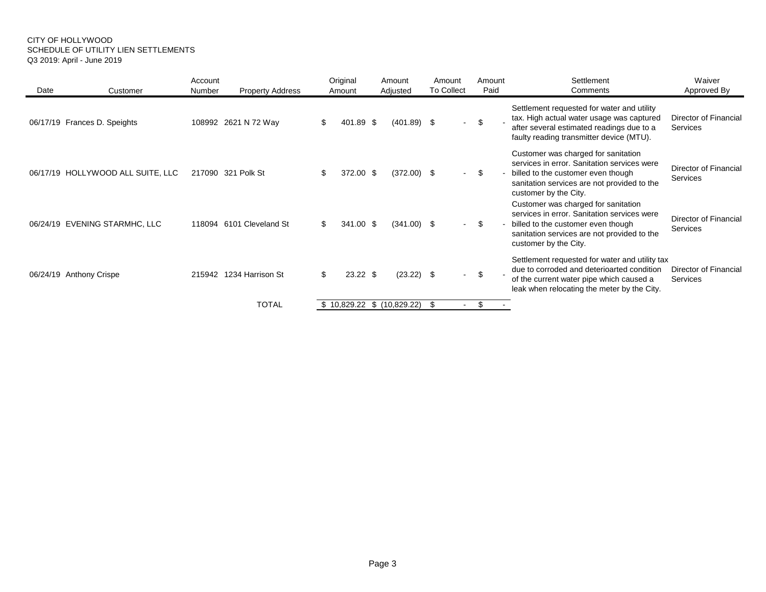CITY OF HOLLYWOOD
SCHEDULE OF UTILITY LIEN SETTLEMENTS
Q3 2019: April - June 2019

| Date | Customer | Account Number | Property Address | Original Amount | Amount Adjusted | Amount To Collect | Amount Paid | Settlement Comments | Waiver Approved By |
|---|---|---|---|---|---|---|---|---|---|
| 06/17/19 | Frances D. Speights | 108992 | 2621 N 72 Way | $ 401.89 | $ (401.89) | $ - | $ - | Settlement requested for water and utility tax. High actual water usage was captured after several estimated readings due to a faulty reading transmitter device (MTU). | Director of Financial Services |
| 06/17/19 | HOLLYWOOD ALL SUITE, LLC | 217090 | 321 Polk St | $ 372.00 | $ (372.00) | $ - | $ - | Customer was charged for sanitation services in error. Sanitation services were billed to the customer even though sanitation services are not provided to the customer by the City. | Director of Financial Services |
| 06/24/19 | EVENING STARMHC, LLC | 118094 | 6101 Cleveland St | $ 341.00 | $ (341.00) | $ - | $ - | Customer was charged for sanitation services in error. Sanitation services were billed to the customer even though sanitation services are not provided to the customer by the City. | Director of Financial Services |
| 06/24/19 | Anthony Crispe | 215942 | 1234 Harrison St | $ 23.22 | $ (23.22) | $ - | $ - | Settlement requested for water and utility tax due to corroded and deterioarted condition of the current water pipe which caused a leak when relocating the meter by the City. | Director of Financial Services |
| | | | TOTAL | $ 10,829.22 | $ (10,829.22) | $ - | $ - | | |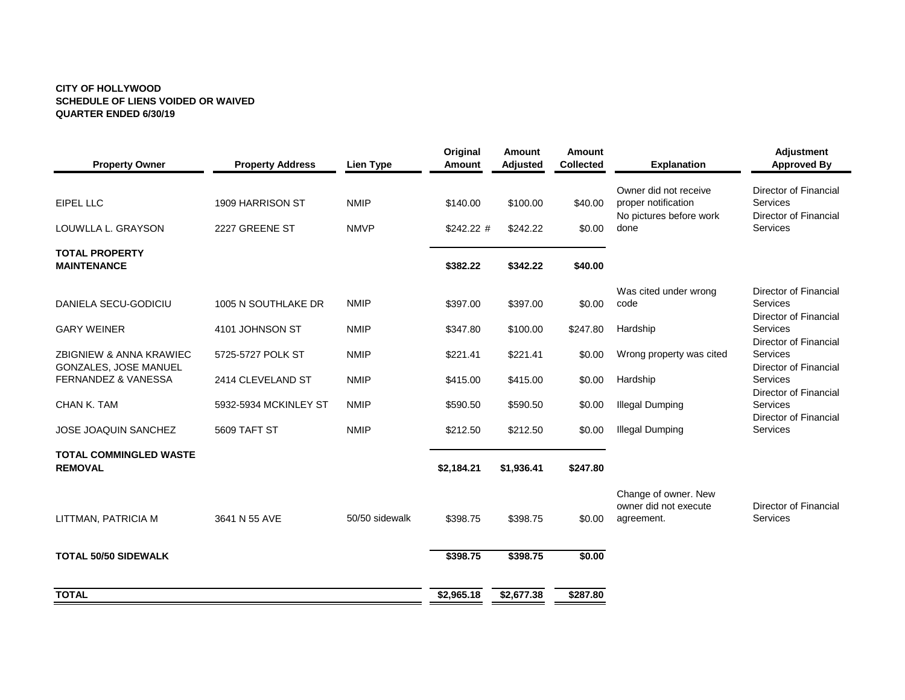**CITY OF HOLLYWOOD**
**SCHEDULE OF LIENS VOIDED OR WAIVED**
**QUARTER ENDED 6/30/19**

| Property Owner | Property Address | Lien Type | Original Amount | Amount Adjusted | Amount Collected | Explanation | Adjustment Approved By |
|---|---|---|---|---|---|---|---|
| EIPEL LLC | 1909 HARRISON ST | NMIP | $140.00 | $100.00 | $40.00 | Owner did not receive proper notification | Director of Financial Services |
| LOUWLLA L. GRAYSON | 2227 GREENE ST | NMVP | $242.22 # | $242.22 | $0.00 | No pictures before work done | Director of Financial Services |
| **TOTAL PROPERTY MAINTENANCE** | | | **$382.22** | **$342.22** | **$40.00** | | |
| DANIELA SECU-GODICIU | 1005 N SOUTHLAKE DR | NMIP | $397.00 | $397.00 | $0.00 | Was cited under wrong code | Director of Financial Services |
| GARY WEINER | 4101 JOHNSON ST | NMIP | $347.80 | $100.00 | $247.80 | Hardship | Director of Financial Services |
| ZBIGNIEW & ANNA KRAWIEC | 5725-5727 POLK ST | NMIP | $221.41 | $221.41 | $0.00 | Wrong property was cited | Director of Financial Services |
| GONZALES, JOSE MANUEL FERNANDEZ & VANESSA | 2414 CLEVELAND ST | NMIP | $415.00 | $415.00 | $0.00 | Hardship | Director of Financial Services |
| CHAN K. TAM | 5932-5934 MCKINLEY ST | NMIP | $590.50 | $590.50 | $0.00 | Illegal Dumping | Director of Financial Services |
| JOSE JOAQUIN SANCHEZ | 5609 TAFT ST | NMIP | $212.50 | $212.50 | $0.00 | Illegal Dumping | Director of Financial Services |
| **TOTAL COMMINGLED WASTE REMOVAL** | | | **$2,184.21** | **$1,936.41** | **$247.80** | | |
| LITTMAN, PATRICIA M | 3641 N 55 AVE | 50/50 sidewalk | $398.75 | $398.75 | $0.00 | Change of owner. New owner did not execute agreement. | Director of Financial Services |
| **TOTAL 50/50 SIDEWALK** | | | **$398.75** | **$398.75** | **$0.00** | | |
| **TOTAL** | | | **$2,965.18** | **$2,677.38** | **$287.80** | | |